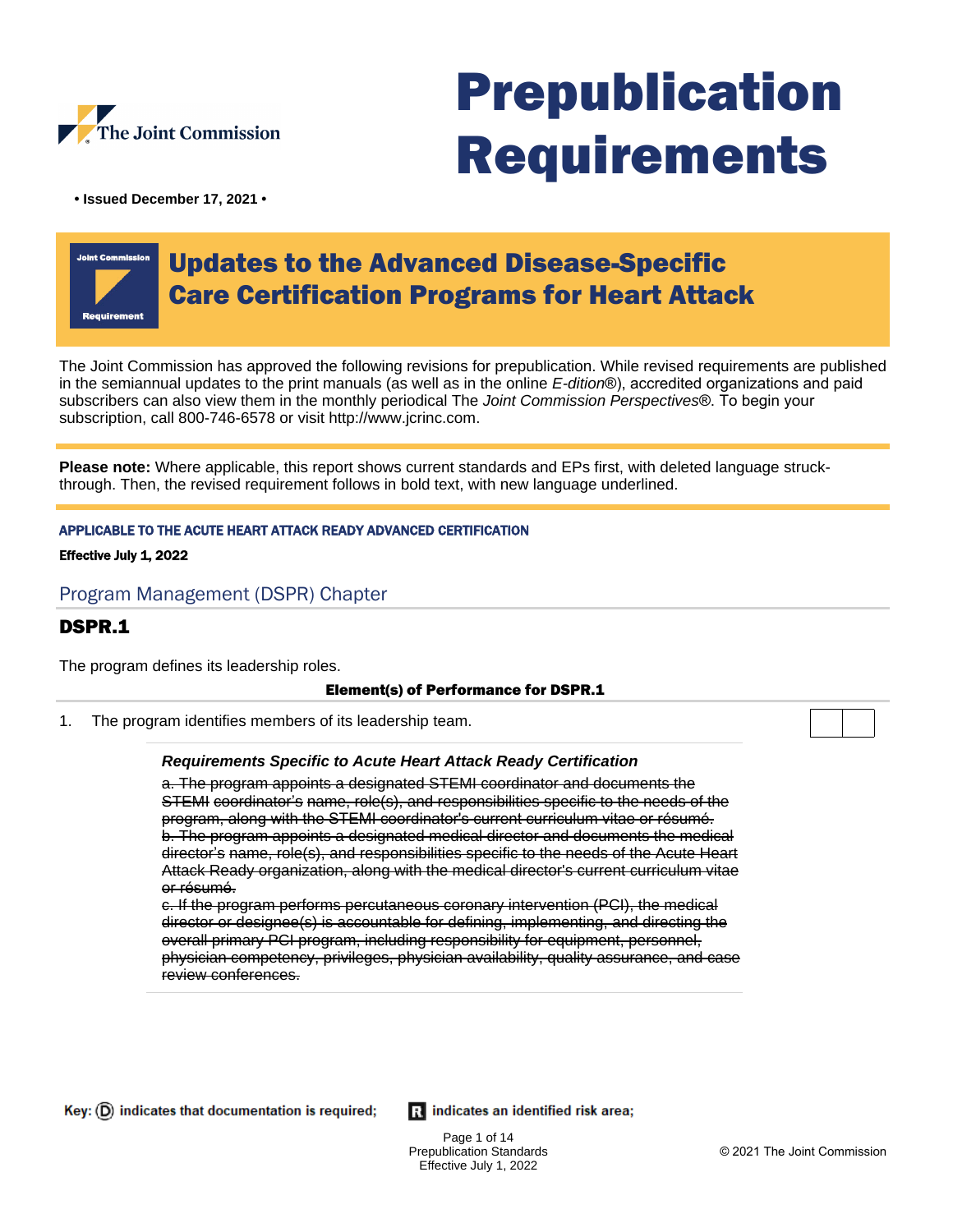The Joint Commission

# Prepublication Requirements

**• Issued December 17, 2021 •**

Joint Commission Requirement

## Updates to the Advanced Disease-Specific Care Certification Programs for Heart Attack

The Joint Commission has approved the following revisions for prepublication. While revised requirements are published in the semiannual updates to the print manuals (as well as in the online *E-dition*®), accredited organizations and paid subscribers can also view them in the monthly periodical The *Joint Commission Perspectives*®. To begin your subscription, call 800-746-6578 or visit http://www.jcrinc.com.

**Please note:** Where applicable, this report shows current standards and EPs first, with deleted language struck-through. Then, the revised requirement follows in bold text, with new language underlined.

**APPLICABLE TO THE ACUTE HEART ATTACK READY ADVANCED CERTIFICATION**

**Effective July 1, 2022**

### Program Management (DSPR) Chapter

### DSPR.1

The program defines its leadership roles.

**Element(s) of Performance for DSPR.1**

1. The program identifies members of its leadership team.

***Requirements Specific to Acute Heart Attack Ready Certification***

~~a. The program appoints a designated STEMI coordinator and documents the STEMI coordinator's name, role(s), and responsibilities specific to the needs of the program, along with the STEMI coordinator's current curriculum vitae or résumé.~~
~~b. The program appoints a designated medical director and documents the medical director's name, role(s), and responsibilities specific to the needs of the Acute Heart Attack Ready organization, along with the medical director's current curriculum vitae or résumé.~~
~~c. If the program performs percutaneous coronary intervention (PCI), the medical director or designee(s) is accountable for defining, implementing, and directing the overall primary PCI program, including responsibility for equipment, personnel, physician competency, privileges, physician availability, quality assurance, and case review conferences.~~

Key: (D) indicates that documentation is required; R indicates an identified risk area;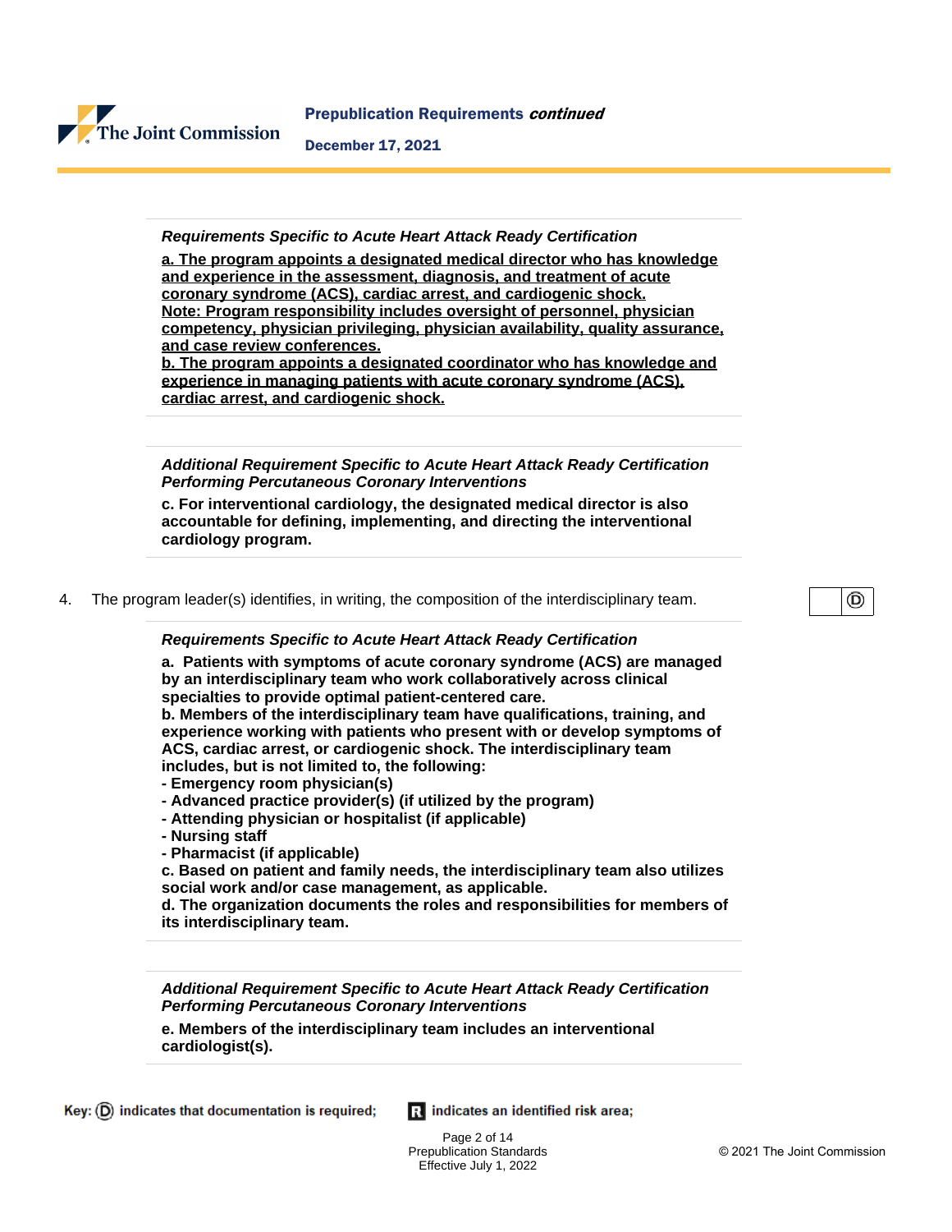*Requirements Specific to Acute Heart Attack Ready Certification*

<u>**a. The program appoints a designated medical director who has knowledge and experience in the assessment, diagnosis, and treatment of acute coronary syndrome (ACS), cardiac arrest, and cardiogenic shock.**</u>
<u>**Note: Program responsibility includes oversight of personnel, physician competency, physician privileging, physician availability, quality assurance, and case review conferences.**</u>
<u>**b. The program appoints a designated coordinator who has knowledge and experience in managing patients with acute coronary syndrome (ACS), cardiac arrest, and cardiogenic shock.**</u>

*Additional Requirement Specific to Acute Heart Attack Ready Certification Performing Percutaneous Coronary Interventions*

**c. For interventional cardiology, the designated medical director is also accountable for defining, implementing, and directing the interventional cardiology program.**

4. The program leader(s) identifies, in writing, the composition of the interdisciplinary team. (D)

*Requirements Specific to Acute Heart Attack Ready Certification*

**a. Patients with symptoms of acute coronary syndrome (ACS) are managed by an interdisciplinary team who work collaboratively across clinical specialties to provide optimal patient-centered care.**
**b. Members of the interdisciplinary team have qualifications, training, and experience working with patients who present with or develop symptoms of ACS, cardiac arrest, or cardiogenic shock. The interdisciplinary team includes, but is not limited to, the following:**
**- Emergency room physician(s)**
**- Advanced practice provider(s) (if utilized by the program)**
**- Attending physician or hospitalist (if applicable)**
**- Nursing staff**
**- Pharmacist (if applicable)**
**c. Based on patient and family needs, the interdisciplinary team also utilizes social work and/or case management, as applicable.**
**d. The organization documents the roles and responsibilities for members of its interdisciplinary team.**

*Additional Requirement Specific to Acute Heart Attack Ready Certification Performing Percutaneous Coronary Interventions*

**e. Members of the interdisciplinary team includes an interventional cardiologist(s).**

**Key:** (D) **indicates that documentation is required;** R **indicates an identified risk area;**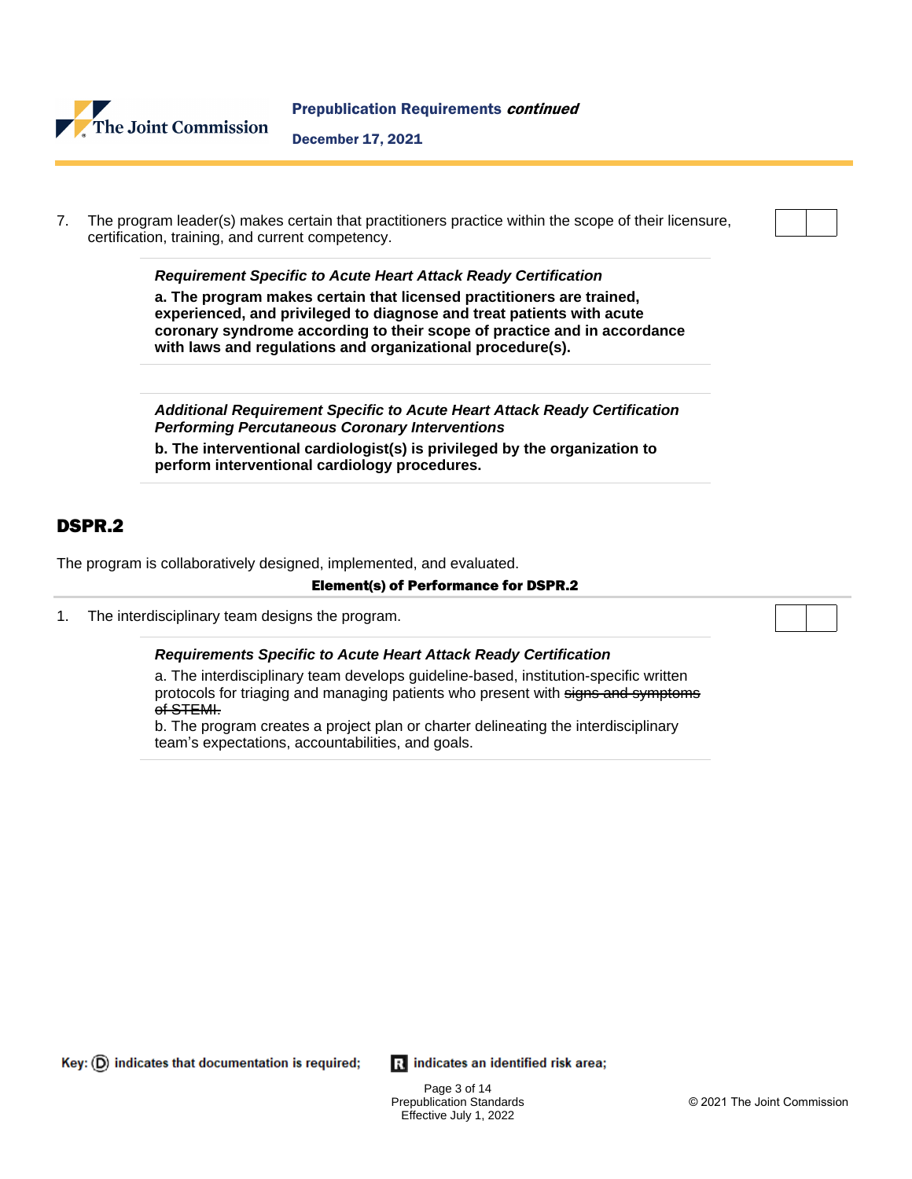7. The program leader(s) makes certain that practitioners practice within the scope of their licensure, certification, training, and current competency.

> ***Requirement Specific to Acute Heart Attack Ready Certification***
>
> **a. The program makes certain that licensed practitioners are trained, experienced, and privileged to diagnose and treat patients with acute coronary syndrome according to their scope of practice and in accordance with laws and regulations and organizational procedure(s).**

> ***Additional Requirement Specific to Acute Heart Attack Ready Certification Performing Percutaneous Coronary Interventions***
>
> **b. The interventional cardiologist(s) is privileged by the organization to perform interventional cardiology procedures.**

## DSPR.2

The program is collaboratively designed, implemented, and evaluated.

**Element(s) of Performance for DSPR.2**

1. The interdisciplinary team designs the program.

> ***Requirements Specific to Acute Heart Attack Ready Certification***
>
> a. The interdisciplinary team develops guideline-based, institution-specific written protocols for triaging and managing patients who present with ~~signs and symptoms of STEMI.~~
>
> b. The program creates a project plan or charter delineating the interdisciplinary team's expectations, accountabilities, and goals.

Key: (D) indicates that documentation is required; R indicates an identified risk area;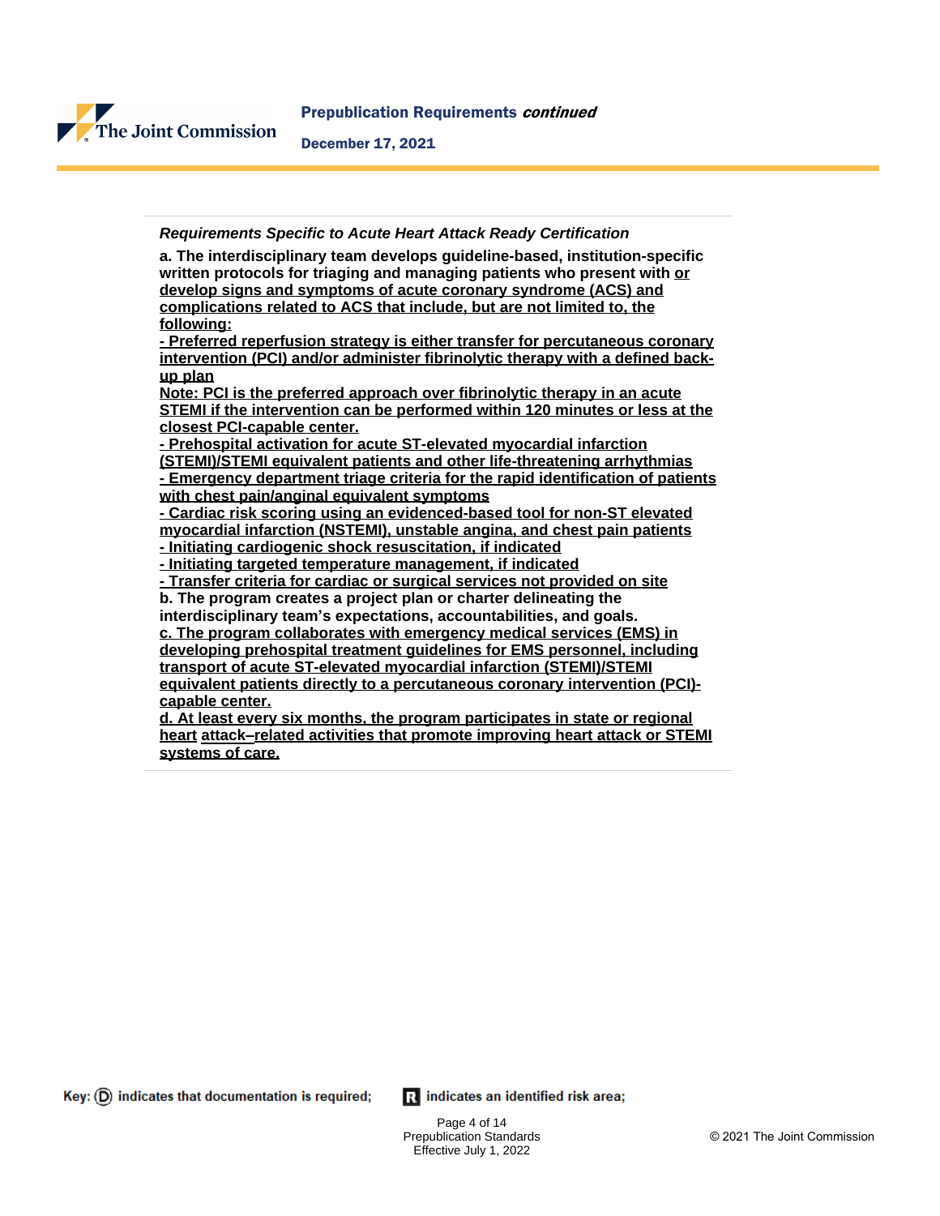***Requirements Specific to Acute Heart Attack Ready Certification***

**a. The interdisciplinary team develops guideline-based, institution-specific written protocols for triaging and managing patients who present with <u>or develop signs and symptoms of acute coronary syndrome (ACS) and complications related to ACS that include, but are not limited to, the following:</u>**

**<u>- Preferred reperfusion strategy is either transfer for percutaneous coronary intervention (PCI) and/or administer fibrinolytic therapy with a defined back-up plan</u>**

**<u>Note: PCI is the preferred approach over fibrinolytic therapy in an acute STEMI if the intervention can be performed within 120 minutes or less at the closest PCI-capable center.</u>**

**<u>- Prehospital activation for acute ST-elevated myocardial infarction (STEMI)/STEMI equivalent patients and other life-threatening arrhythmias</u>**

**<u>- Emergency department triage criteria for the rapid identification of patients with chest pain/anginal equivalent symptoms</u>**

**<u>- Cardiac risk scoring using an evidenced-based tool for non-ST elevated myocardial infarction (NSTEMI), unstable angina, and chest pain patients</u>**

**<u>- Initiating cardiogenic shock resuscitation, if indicated</u>**

**<u>- Initiating targeted temperature management, if indicated</u>**

**<u>- Transfer criteria for cardiac or surgical services not provided on site</u>**

**b. The program creates a project plan or charter delineating the interdisciplinary team's expectations, accountabilities, and goals.**

**<u>c. The program collaborates with emergency medical services (EMS) in developing prehospital treatment guidelines for EMS personnel, including transport of acute ST-elevated myocardial infarction (STEMI)/STEMI equivalent patients directly to a percutaneous coronary intervention (PCI)-capable center.</u>**

**<u>d. At least every six months, the program participates in state or regional heart attack–related activities that promote improving heart attack or STEMI systems of care.</u>**

Key: (D) indicates that documentation is required; R indicates an identified risk area;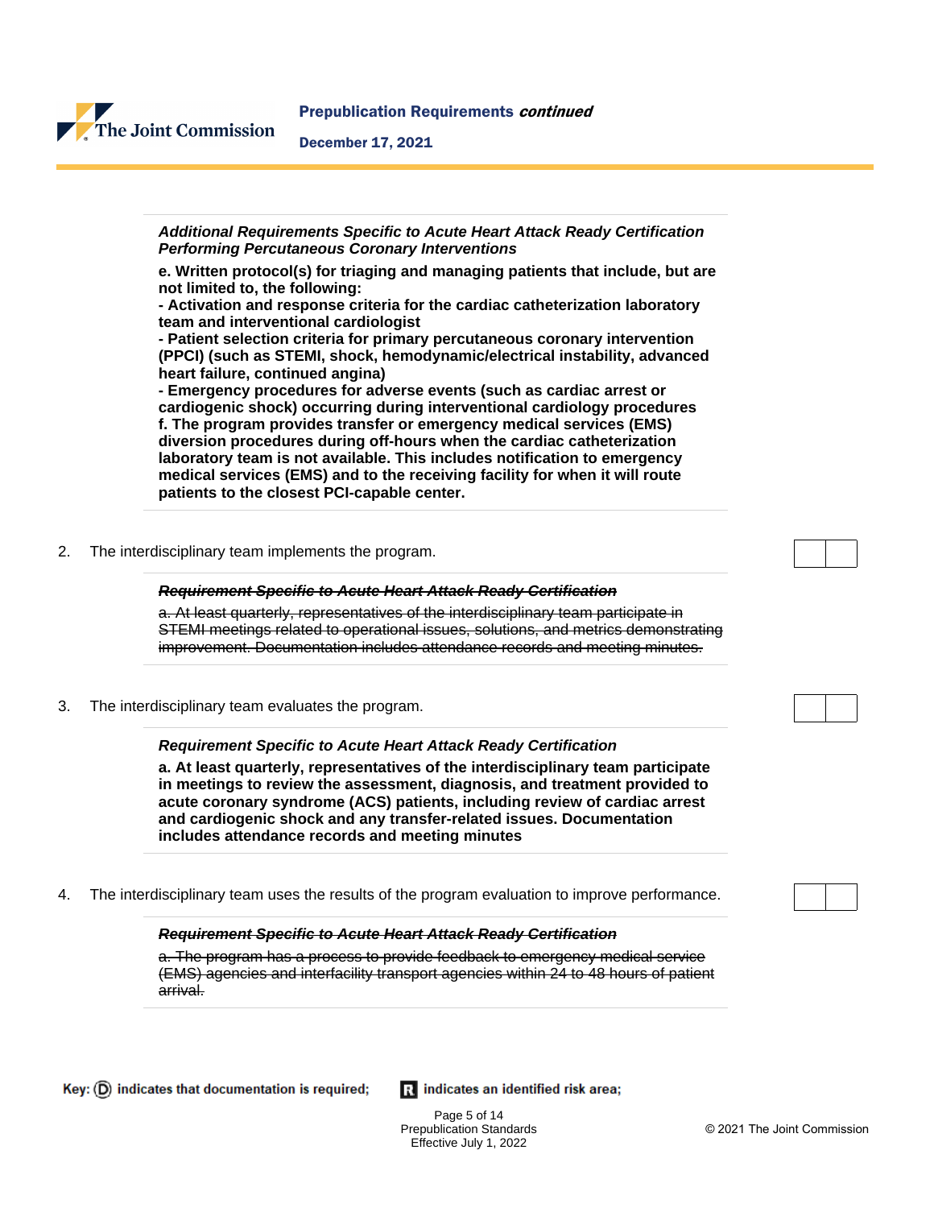***Additional Requirements Specific to Acute Heart Attack Ready Certification Performing Percutaneous Coronary Interventions***

**e. Written protocol(s) for triaging and managing patients that include, but are not limited to, the following:**
**- Activation and response criteria for the cardiac catheterization laboratory team and interventional cardiologist**
**- Patient selection criteria for primary percutaneous coronary intervention (PPCI) (such as STEMI, shock, hemodynamic/electrical instability, advanced heart failure, continued angina)**
**- Emergency procedures for adverse events (such as cardiac arrest or cardiogenic shock) occurring during interventional cardiology procedures**
**f. The program provides transfer or emergency medical services (EMS) diversion procedures during off-hours when the cardiac catheterization laboratory team is not available. This includes notification to emergency medical services (EMS) and to the receiving facility for when it will route patients to the closest PCI-capable center.**

2. The interdisciplinary team implements the program.

***~~Requirement Specific to Acute Heart Attack Ready Certification~~***

~~a. At least quarterly, representatives of the interdisciplinary team participate in STEMI meetings related to operational issues, solutions, and metrics demonstrating improvement. Documentation includes attendance records and meeting minutes.~~

3. The interdisciplinary team evaluates the program.

***Requirement Specific to Acute Heart Attack Ready Certification***

**a. At least quarterly, representatives of the interdisciplinary team participate in meetings to review the assessment, diagnosis, and treatment provided to acute coronary syndrome (ACS) patients, including review of cardiac arrest and cardiogenic shock and any transfer-related issues. Documentation includes attendance records and meeting minutes**

4. The interdisciplinary team uses the results of the program evaluation to improve performance.

***~~Requirement Specific to Acute Heart Attack Ready Certification~~***

~~a. The program has a process to provide feedback to emergency medical service (EMS) agencies and interfacility transport agencies within 24 to 48 hours of patient arrival.~~

Key: (D) indicates that documentation is required; R indicates an identified risk area;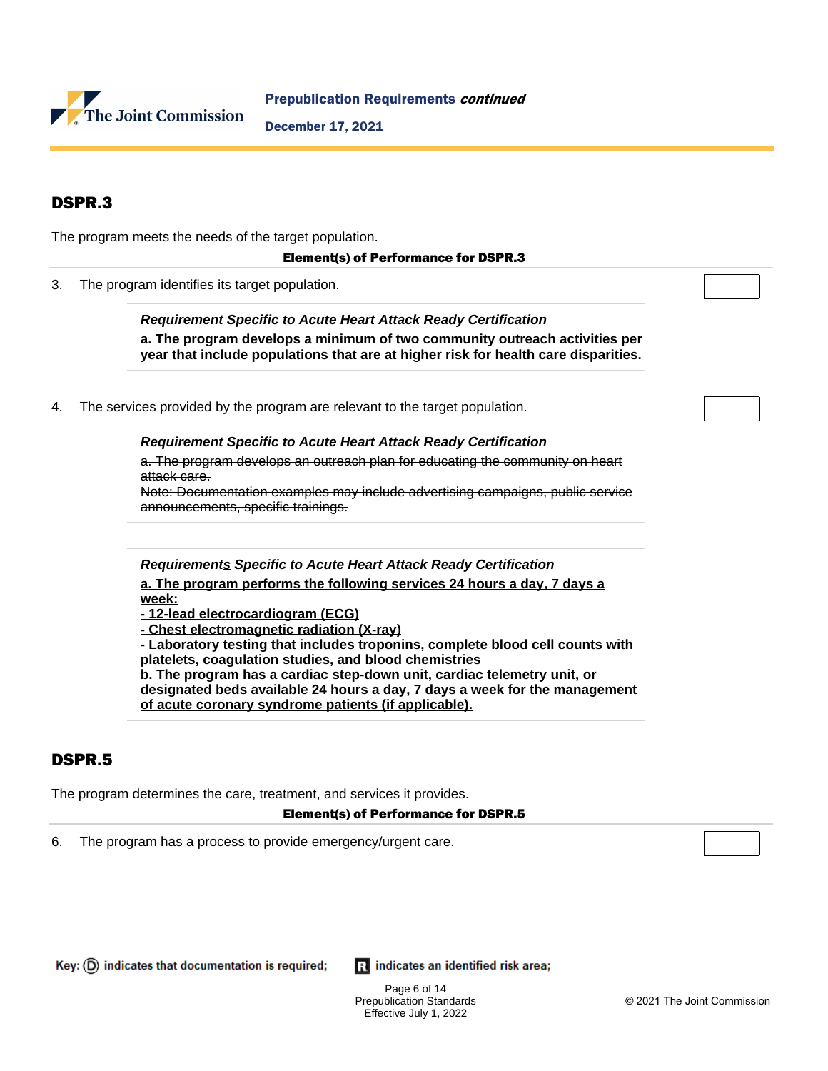## DSPR.3

The program meets the needs of the target population.

**Element(s) of Performance for DSPR.3**

3. The program identifies its target population.

> ***Requirement Specific to Acute Heart Attack Ready Certification***
>
> **a. The program develops a minimum of two community outreach activities per year that include populations that are at higher risk for health care disparities.**

4. The services provided by the program are relevant to the target population.

> ***Requirement Specific to Acute Heart Attack Ready Certification***
>
> ~~a. The program develops an outreach plan for educating the community on heart attack care.~~
> ~~Note: Documentation examples may include advertising campaigns, public service announcements, specific trainings.~~

> ***Requirement<u>s</u> Specific to Acute Heart Attack Ready Certification***
>
> <u>**a. The program performs the following services 24 hours a day, 7 days a week:**</u>
> <u>**- 12-lead electrocardiogram (ECG)**</u>
> <u>**- Chest electromagnetic radiation (X-ray)**</u>
> <u>**- Laboratory testing that includes troponins, complete blood cell counts with platelets, coagulation studies, and blood chemistries**</u>
> <u>**b. The program has a cardiac step-down unit, cardiac telemetry unit, or designated beds available 24 hours a day, 7 days a week for the management of acute coronary syndrome patients (if applicable).**</u>

## DSPR.5

The program determines the care, treatment, and services it provides.

**Element(s) of Performance for DSPR.5**

6. The program has a process to provide emergency/urgent care.

Key: (D) indicates that documentation is required; R indicates an identified risk area;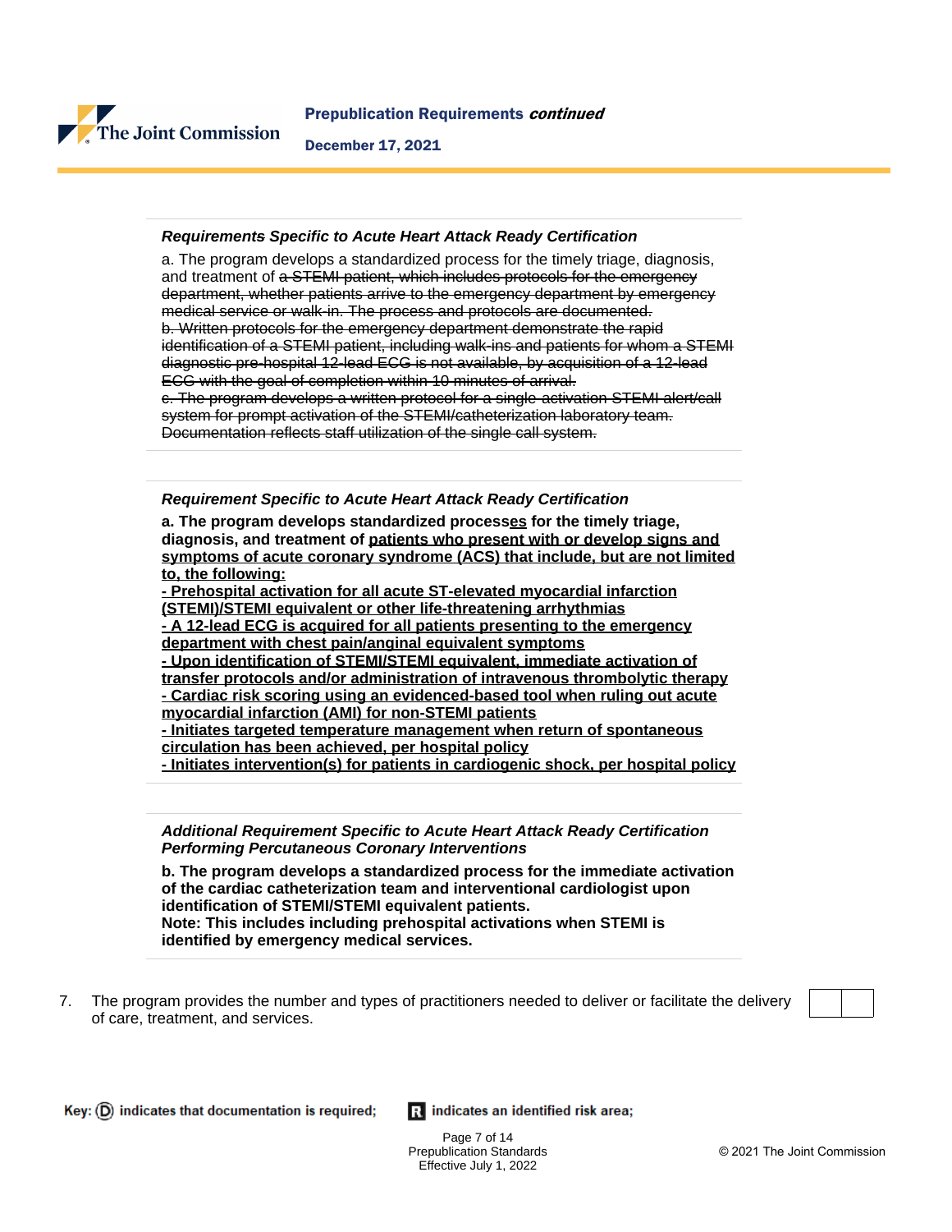***Requirements Specific to Acute Heart Attack Ready Certification***

a. The program develops a standardized process for the timely triage, diagnosis, and treatment of ~~a STEMI patient, which includes protocols for the emergency department, whether patients arrive to the emergency department by emergency medical service or walk-in. The process and protocols are documented.~~
~~b. Written protocols for the emergency department demonstrate the rapid identification of a STEMI patient, including walk-ins and patients for whom a STEMI diagnostic pre-hospital 12-lead ECG is not available, by acquisition of a 12-lead ECG with the goal of completion within 10 minutes of arrival.~~
~~c. The program develops a written protocol for a single-activation STEMI alert/call system for prompt activation of the STEMI/catheterization laboratory team. Documentation reflects staff utilization of the single call system.~~

***Requirement Specific to Acute Heart Attack Ready Certification***

**a. The program develops standardized process<u>es</u> for the timely triage, diagnosis, and treatment of <u>patients who present with or develop signs and symptoms of acute coronary syndrome (ACS) that include, but are not limited to, the following:</u>**
**<u>- Prehospital activation for all acute ST-elevated myocardial infarction (STEMI)/STEMI equivalent or other life-threatening arrhythmias</u>**
**<u>- A 12-lead ECG is acquired for all patients presenting to the emergency department with chest pain/anginal equivalent symptoms</u>**
**<u>- Upon identification of STEMI/STEMI equivalent, immediate activation of transfer protocols and/or administration of intravenous thrombolytic therapy</u>**
**<u>- Cardiac risk scoring using an evidenced-based tool when ruling out acute myocardial infarction (AMI) for non-STEMI patients</u>**
**<u>- Initiates targeted temperature management when return of spontaneous circulation has been achieved, per hospital policy</u>**
**<u>- Initiates intervention(s) for patients in cardiogenic shock, per hospital policy</u>**

***Additional Requirement Specific to Acute Heart Attack Ready Certification Performing Percutaneous Coronary Interventions***

**b. The program develops a standardized process for the immediate activation of the cardiac catheterization team and interventional cardiologist upon identification of STEMI/STEMI equivalent patients.**
**Note: This includes including prehospital activations when STEMI is identified by emergency medical services.**

7. The program provides the number and types of practitioners needed to deliver or facilitate the delivery of care, treatment, and services.

Key: (D) indicates that documentation is required; R indicates an identified risk area;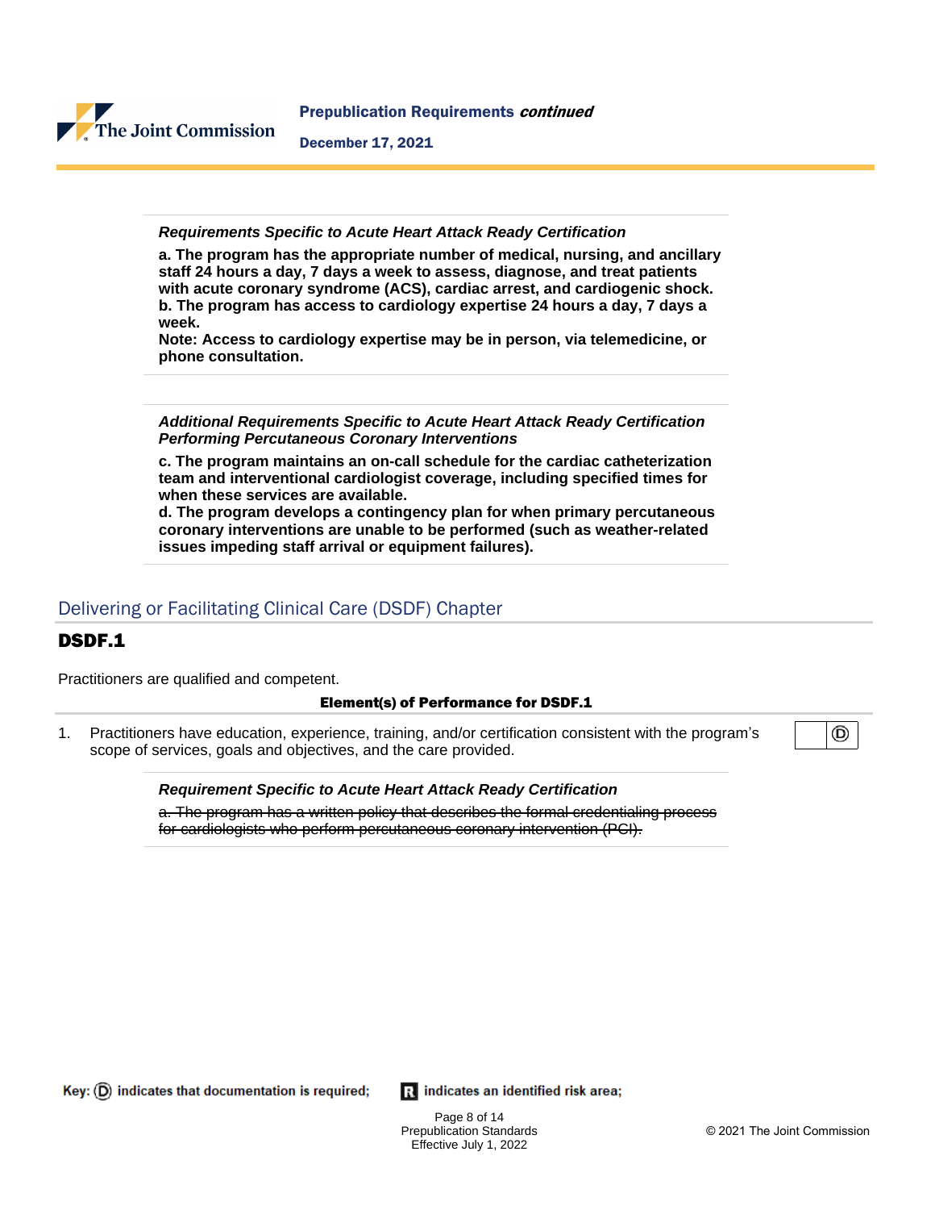*Requirements Specific to Acute Heart Attack Ready Certification*

**a. The program has the appropriate number of medical, nursing, and ancillary staff 24 hours a day, 7 days a week to assess, diagnose, and treat patients with acute coronary syndrome (ACS), cardiac arrest, and cardiogenic shock.**
**b. The program has access to cardiology expertise 24 hours a day, 7 days a week.**
**Note: Access to cardiology expertise may be in person, via telemedicine, or phone consultation.**

***Additional Requirements Specific to Acute Heart Attack Ready Certification Performing Percutaneous Coronary Interventions***

**c. The program maintains an on-call schedule for the cardiac catheterization team and interventional cardiologist coverage, including specified times for when these services are available.**
**d. The program develops a contingency plan for when primary percutaneous coronary interventions are unable to be performed (such as weather-related issues impeding staff arrival or equipment failures).**

## Delivering or Facilitating Clinical Care (DSDF) Chapter

### DSDF.1

Practitioners are qualified and competent.

**Element(s) of Performance for DSDF.1**

1. Practitioners have education, experience, training, and/or certification consistent with the program's scope of services, goals and objectives, and the care provided. Ⓓ

*Requirement Specific to Acute Heart Attack Ready Certification*

~~a. The program has a written policy that describes the formal credentialing process for cardiologists who perform percutaneous coronary intervention (PCI).~~

Key: Ⓓ indicates that documentation is required; R indicates an identified risk area;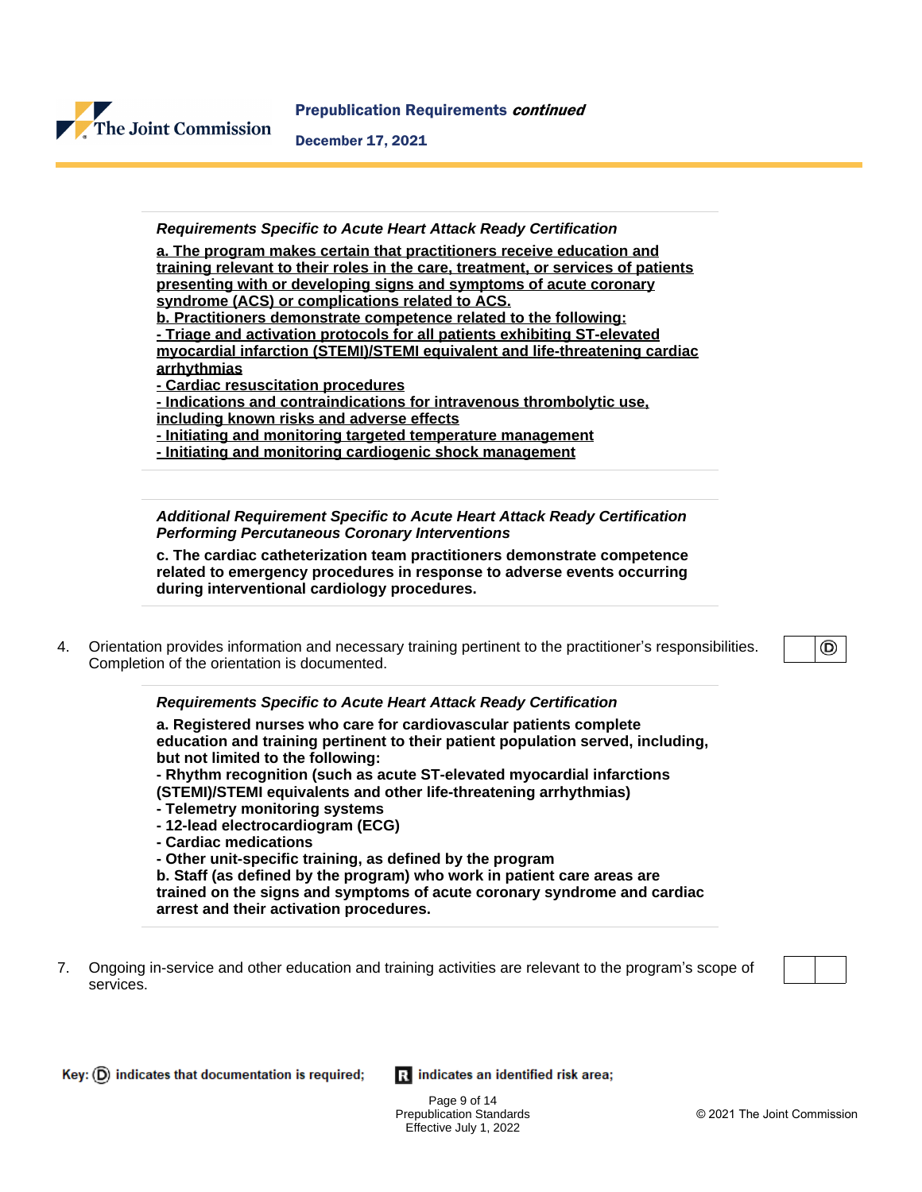*Requirements Specific to Acute Heart Attack Ready Certification*

**a. The program makes certain that practitioners receive education and training relevant to their roles in the care, treatment, or services of patients presenting with or developing signs and symptoms of acute coronary syndrome (ACS) or complications related to ACS.**
**b. Practitioners demonstrate competence related to the following:**
**- Triage and activation protocols for all patients exhibiting ST-elevated myocardial infarction (STEMI)/STEMI equivalent and life-threatening cardiac arrhythmias**
**- Cardiac resuscitation procedures**
**- Indications and contraindications for intravenous thrombolytic use, including known risks and adverse effects**
**- Initiating and monitoring targeted temperature management**
**- Initiating and monitoring cardiogenic shock management**

*Additional Requirement Specific to Acute Heart Attack Ready Certification Performing Percutaneous Coronary Interventions*

**c. The cardiac catheterization team practitioners demonstrate competence related to emergency procedures in response to adverse events occurring during interventional cardiology procedures.**

4. Orientation provides information and necessary training pertinent to the practitioner's responsibilities. Completion of the orientation is documented. (D)

*Requirements Specific to Acute Heart Attack Ready Certification*

**a. Registered nurses who care for cardiovascular patients complete education and training pertinent to their patient population served, including, but not limited to the following:**
**- Rhythm recognition (such as acute ST-elevated myocardial infarctions (STEMI)/STEMI equivalents and other life-threatening arrhythmias)**
**- Telemetry monitoring systems**
**- 12-lead electrocardiogram (ECG)**
**- Cardiac medications**
**- Other unit-specific training, as defined by the program**
**b. Staff (as defined by the program) who work in patient care areas are trained on the signs and symptoms of acute coronary syndrome and cardiac arrest and their activation procedures.**

7. Ongoing in-service and other education and training activities are relevant to the program's scope of services.

**Key:** (D) **indicates that documentation is required;** R **indicates an identified risk area;**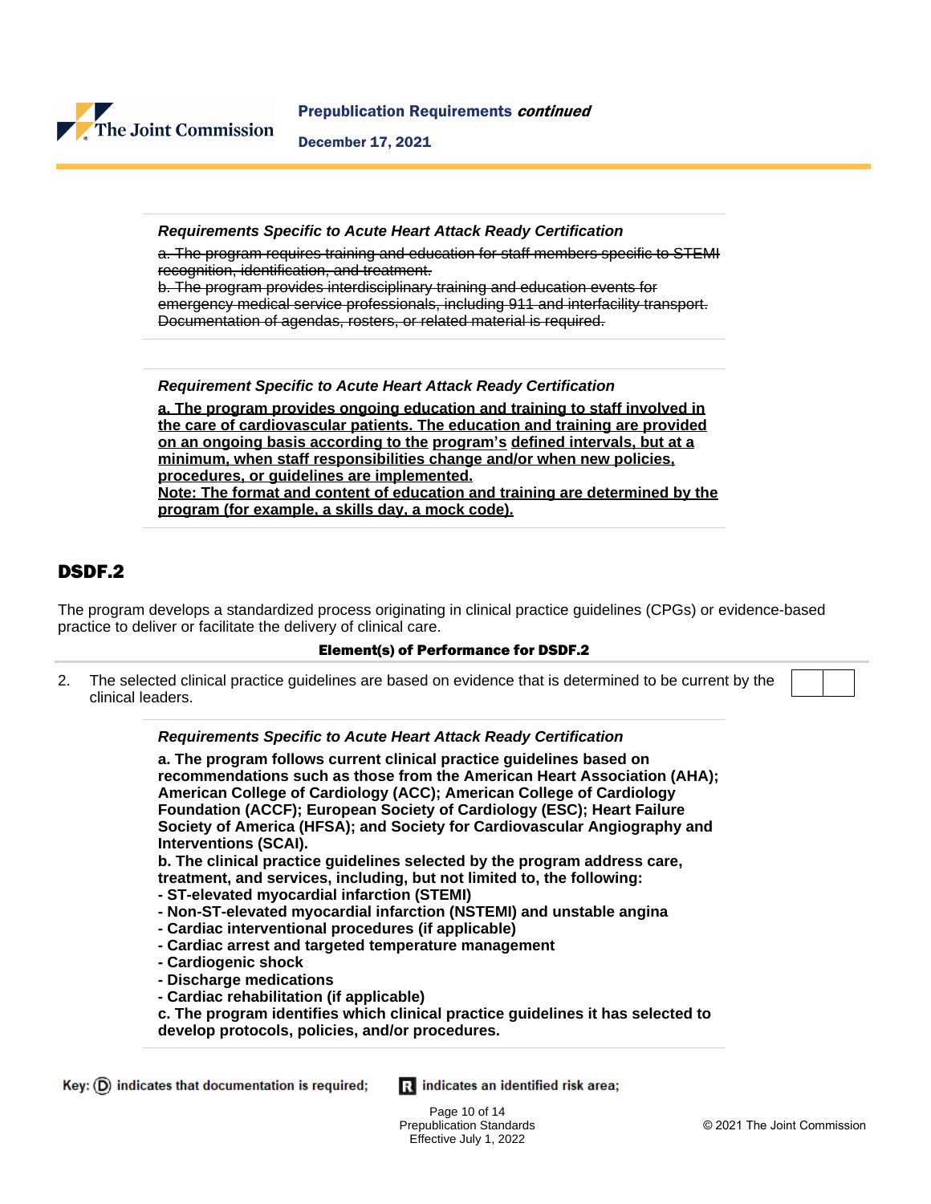***Requirements Specific to Acute Heart Attack Ready Certification***

~~a. The program requires training and education for staff members specific to STEMI recognition, identification, and treatment.~~
~~b. The program provides interdisciplinary training and education events for emergency medical service professionals, including 911 and interfacility transport. Documentation of agendas, rosters, or related material is required.~~

***Requirement Specific to Acute Heart Attack Ready Certification***

<u>**a. The program provides ongoing education and training to staff involved in the care of cardiovascular patients. The education and training are provided on an ongoing basis according to the program's defined intervals, but at a minimum, when staff responsibilities change and/or when new policies, procedures, or guidelines are implemented.**</u>
<u>**Note: The format and content of education and training are determined by the program (for example, a skills day, a mock code).**</u>

## DSDF.2

The program develops a standardized process originating in clinical practice guidelines (CPGs) or evidence-based practice to deliver or facilitate the delivery of clinical care.

**Element(s) of Performance for DSDF.2**

2. The selected clinical practice guidelines are based on evidence that is determined to be current by the clinical leaders.

***Requirements Specific to Acute Heart Attack Ready Certification***

**a. The program follows current clinical practice guidelines based on recommendations such as those from the American Heart Association (AHA); American College of Cardiology (ACC); American College of Cardiology Foundation (ACCF); European Society of Cardiology (ESC); Heart Failure Society of America (HFSA); and Society for Cardiovascular Angiography and Interventions (SCAI).**
**b. The clinical practice guidelines selected by the program address care, treatment, and services, including, but not limited to, the following:**
**- ST-elevated myocardial infarction (STEMI)**
**- Non-ST-elevated myocardial infarction (NSTEMI) and unstable angina**
**- Cardiac interventional procedures (if applicable)**
**- Cardiac arrest and targeted temperature management**
**- Cardiogenic shock**
**- Discharge medications**
**- Cardiac rehabilitation (if applicable)**
**c. The program identifies which clinical practice guidelines it has selected to develop protocols, policies, and/or procedures.**

Key: (D) indicates that documentation is required; R indicates an identified risk area;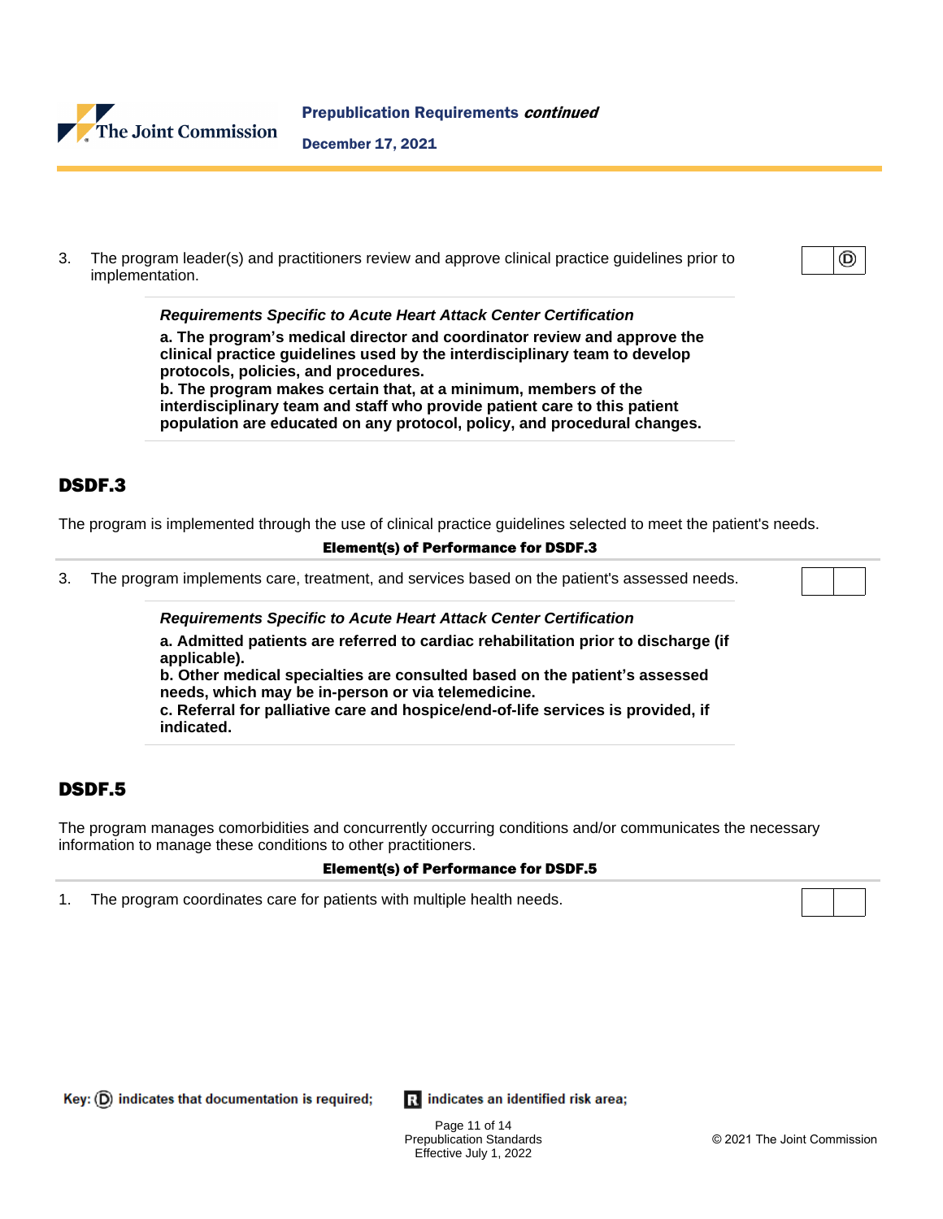3. The program leader(s) and practitioners review and approve clinical practice guidelines prior to implementation. Ⓓ

> ***Requirements Specific to Acute Heart Attack Center Certification***
>
> **a. The program's medical director and coordinator review and approve the clinical practice guidelines used by the interdisciplinary team to develop protocols, policies, and procedures.**
> **b. The program makes certain that, at a minimum, members of the interdisciplinary team and staff who provide patient care to this patient population are educated on any protocol, policy, and procedural changes.**

## DSDF.3

The program is implemented through the use of clinical practice guidelines selected to meet the patient's needs.

**Element(s) of Performance for DSDF.3**

3. The program implements care, treatment, and services based on the patient's assessed needs.

> ***Requirements Specific to Acute Heart Attack Center Certification***
>
> **a. Admitted patients are referred to cardiac rehabilitation prior to discharge (if applicable).**
> **b. Other medical specialties are consulted based on the patient's assessed needs, which may be in-person or via telemedicine.**
> **c. Referral for palliative care and hospice/end-of-life services is provided, if indicated.**

## DSDF.5

The program manages comorbidities and concurrently occurring conditions and/or communicates the necessary information to manage these conditions to other practitioners.

**Element(s) of Performance for DSDF.5**

1. The program coordinates care for patients with multiple health needs.

Key: Ⓓ indicates that documentation is required; **R** indicates an identified risk area;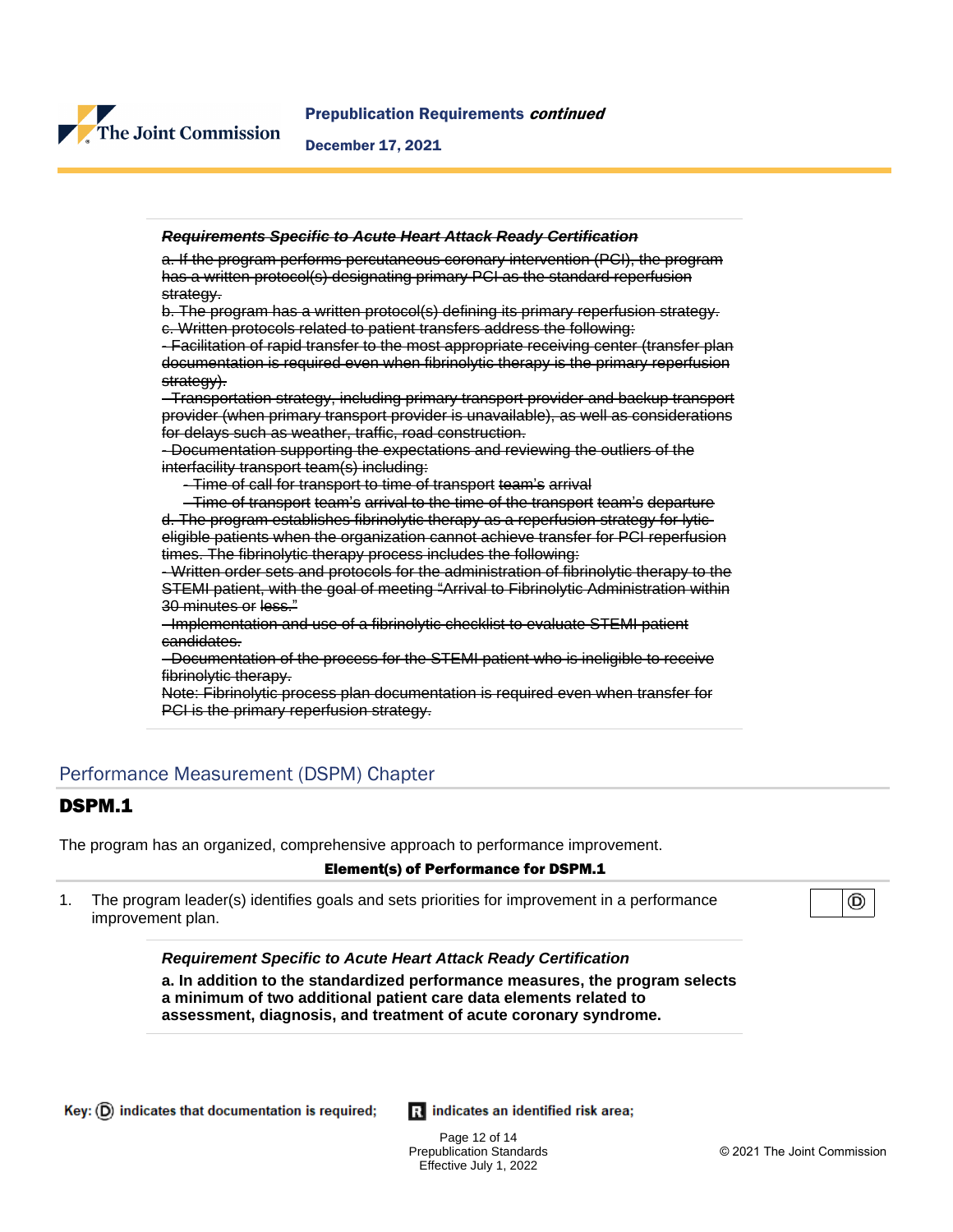~~***Requirements Specific to Acute Heart Attack Ready Certification***~~

~~a. If the program performs percutaneous coronary intervention (PCI), the program has a written protocol(s) designating primary PCI as the standard reperfusion strategy.~~
~~b. The program has a written protocol(s) defining its primary reperfusion strategy.~~
~~c. Written protocols related to patient transfers address the following:~~
~~- Facilitation of rapid transfer to the most appropriate receiving center (transfer plan documentation is required even when fibrinolytic therapy is the primary reperfusion strategy).~~
~~- Transportation strategy, including primary transport provider and backup transport provider (when primary transport provider is unavailable), as well as considerations for delays such as weather, traffic, road construction.~~
~~- Documentation supporting the expectations and reviewing the outliers of the interfacility transport team(s) including:~~
~~- Time of call for transport to time of transport team's arrival~~
~~- Time of transport team's arrival to the time of the transport team's departure~~
~~d. The program establishes fibrinolytic therapy as a reperfusion strategy for lytic-eligible patients when the organization cannot achieve transfer for PCI reperfusion times. The fibrinolytic therapy process includes the following:~~
~~- Written order sets and protocols for the administration of fibrinolytic therapy to the STEMI patient, with the goal of meeting "Arrival to Fibrinolytic Administration within 30 minutes or less."~~
~~- Implementation and use of a fibrinolytic checklist to evaluate STEMI patient candidates.~~
~~- Documentation of the process for the STEMI patient who is ineligible to receive fibrinolytic therapy.~~
~~Note: Fibrinolytic process plan documentation is required even when transfer for PCI is the primary reperfusion strategy.~~

## Performance Measurement (DSPM) Chapter

### DSPM.1

The program has an organized, comprehensive approach to performance improvement.

**Element(s) of Performance for DSPM.1**

1. The program leader(s) identifies goals and sets priorities for improvement in a performance improvement plan. Ⓓ

***Requirement Specific to Acute Heart Attack Ready Certification***

**a. In addition to the standardized performance measures, the program selects a minimum of two additional patient care data elements related to assessment, diagnosis, and treatment of acute coronary syndrome.**

Key: Ⓓ indicates that documentation is required; **R** indicates an identified risk area;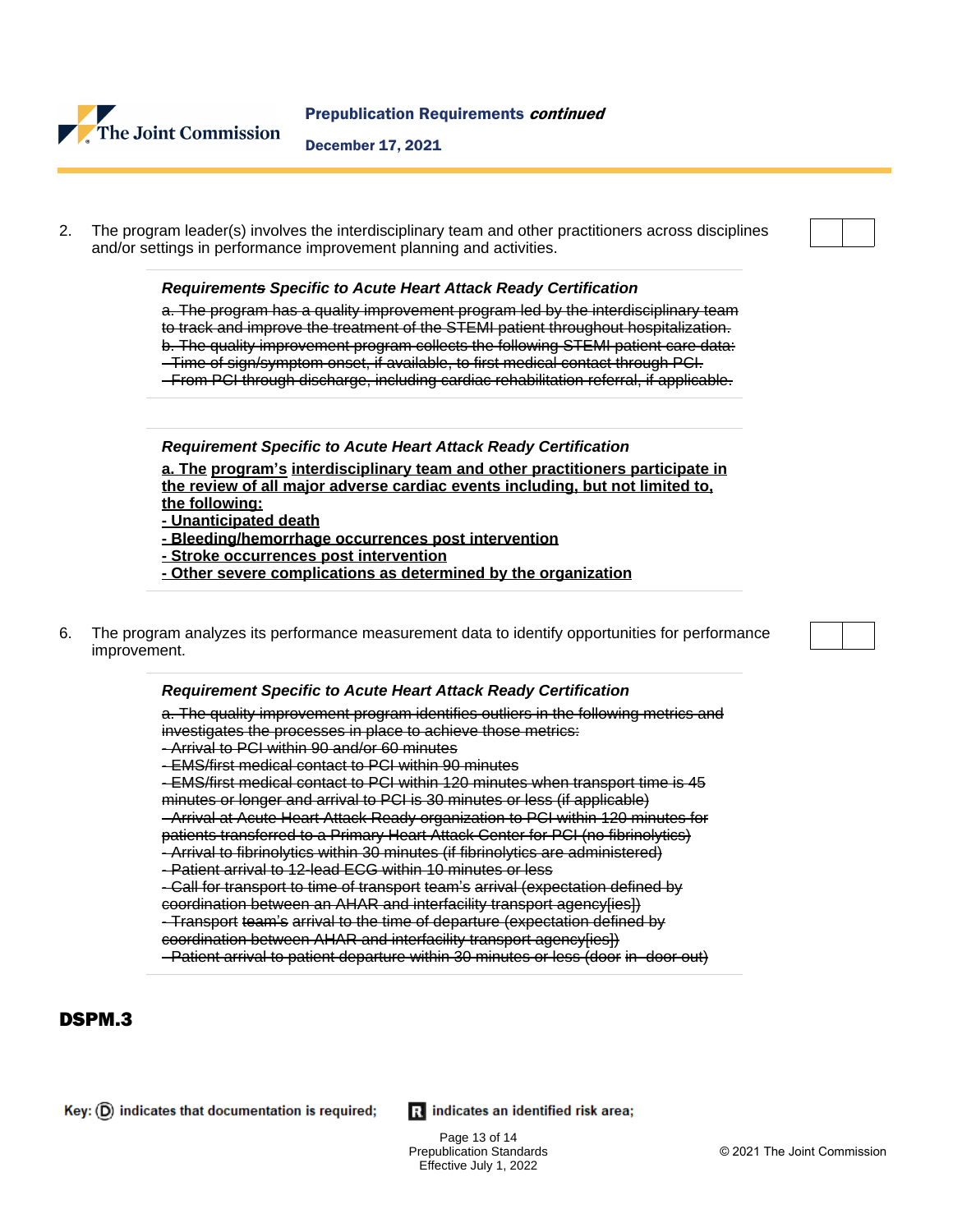2. The program leader(s) involves the interdisciplinary team and other practitioners across disciplines and/or settings in performance improvement planning and activities.

***Requirement~~s~~ Specific to Acute Heart Attack Ready Certification***

~~a. The program has a quality improvement program led by the interdisciplinary team to track and improve the treatment of the STEMI patient throughout hospitalization.~~
~~b. The quality improvement program collects the following STEMI patient care data:~~
~~- Time of sign/symptom onset, if available, to first medical contact through PCI.~~
~~- From PCI through discharge, including cardiac rehabilitation referral, if applicable.~~

***Requirement Specific to Acute Heart Attack Ready Certification***

**<u>a. The program's interdisciplinary team and other practitioners participate in the review of all major adverse cardiac events including, but not limited to, the following:</u>**
**<u>- Unanticipated death</u>**
**<u>- Bleeding/hemorrhage occurrences post intervention</u>**
**<u>- Stroke occurrences post intervention</u>**
**<u>- Other severe complications as determined by the organization</u>**

6. The program analyzes its performance measurement data to identify opportunities for performance improvement.

***Requirement Specific to Acute Heart Attack Ready Certification***

~~a. The quality improvement program identifies outliers in the following metrics and investigates the processes in place to achieve those metrics:~~
~~- Arrival to PCI within 90 and/or 60 minutes~~
~~- EMS/first medical contact to PCI within 90 minutes~~
~~- EMS/first medical contact to PCI within 120 minutes when transport time is 45 minutes or longer and arrival to PCI is 30 minutes or less (if applicable)~~
~~- Arrival at Acute Heart Attack Ready organization to PCI within 120 minutes for patients transferred to a Primary Heart Attack Center for PCI (no fibrinolytics)~~
~~- Arrival to fibrinolytics within 30 minutes (if fibrinolytics are administered)~~
~~- Patient arrival to 12-lead ECG within 10 minutes or less~~
~~- Call for transport to time of transport team's arrival (expectation defined by coordination between an AHAR and interfacility transport agency[ies])~~
~~- Transport team's arrival to the time of departure (expectation defined by coordination between AHAR and interfacility transport agency[ies])~~
~~- Patient arrival to patient departure within 30 minutes or less (door in–door out)~~

## DSPM.3

Key: (D) indicates that documentation is required; R indicates an identified risk area;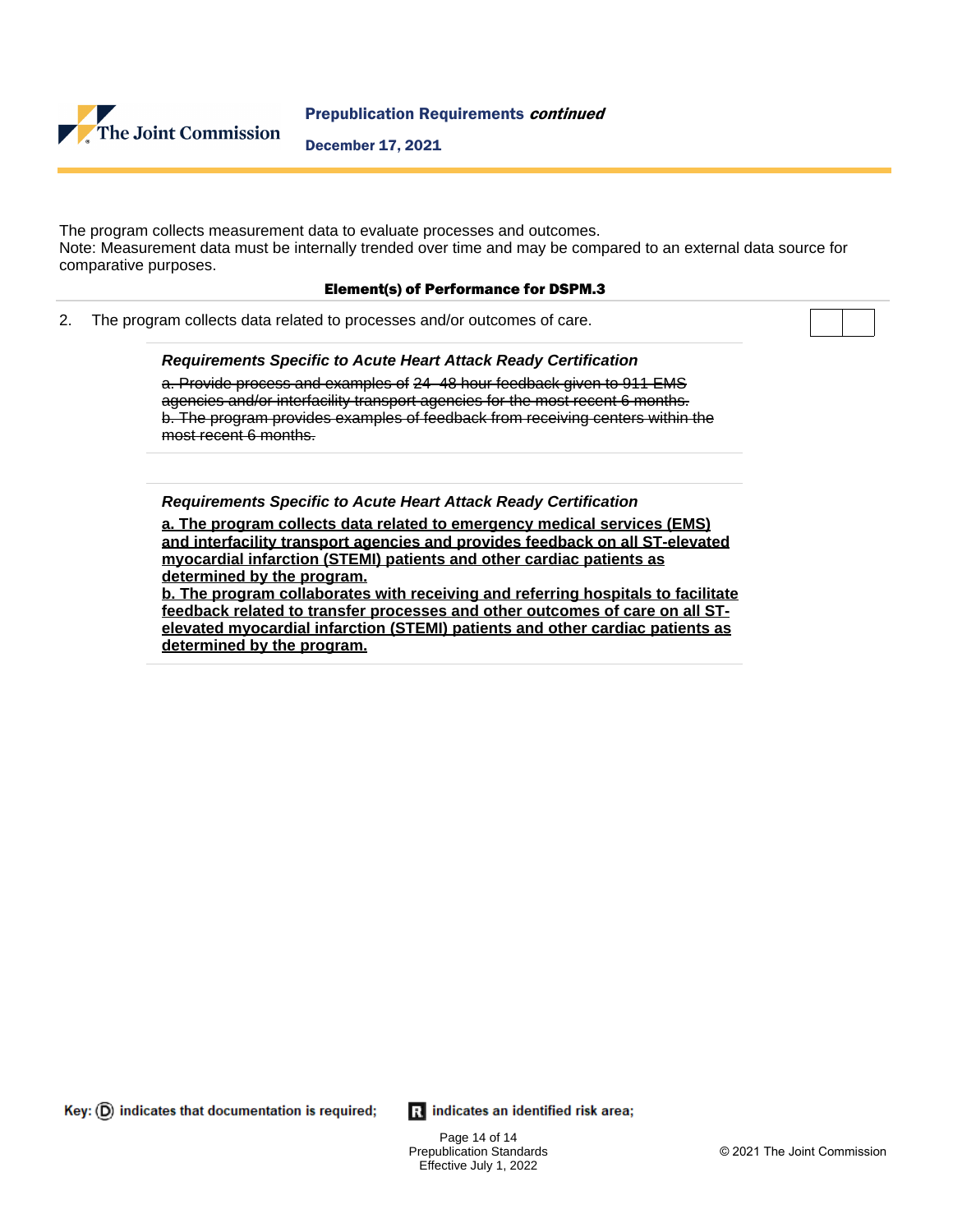The program collects measurement data to evaluate processes and outcomes.
Note: Measurement data must be internally trended over time and may be compared to an external data source for comparative purposes.

**Element(s) of Performance for DSPM.3**

2. The program collects data related to processes and/or outcomes of care.

***Requirements Specific to Acute Heart Attack Ready Certification***

~~a. Provide process and examples of 24–48 hour feedback given to 911 EMS agencies and/or interfacility transport agencies for the most recent 6 months.~~
~~b. The program provides examples of feedback from receiving centers within the most recent 6 months.~~

***Requirements Specific to Acute Heart Attack Ready Certification***

<u>**a. The program collects data related to emergency medical services (EMS) and interfacility transport agencies and provides feedback on all ST-elevated myocardial infarction (STEMI) patients and other cardiac patients as determined by the program.**</u>
<u>**b. The program collaborates with receiving and referring hospitals to facilitate feedback related to transfer processes and other outcomes of care on all ST-elevated myocardial infarction (STEMI) patients and other cardiac patients as determined by the program.**</u>

Key: (D) indicates that documentation is required; R indicates an identified risk area;